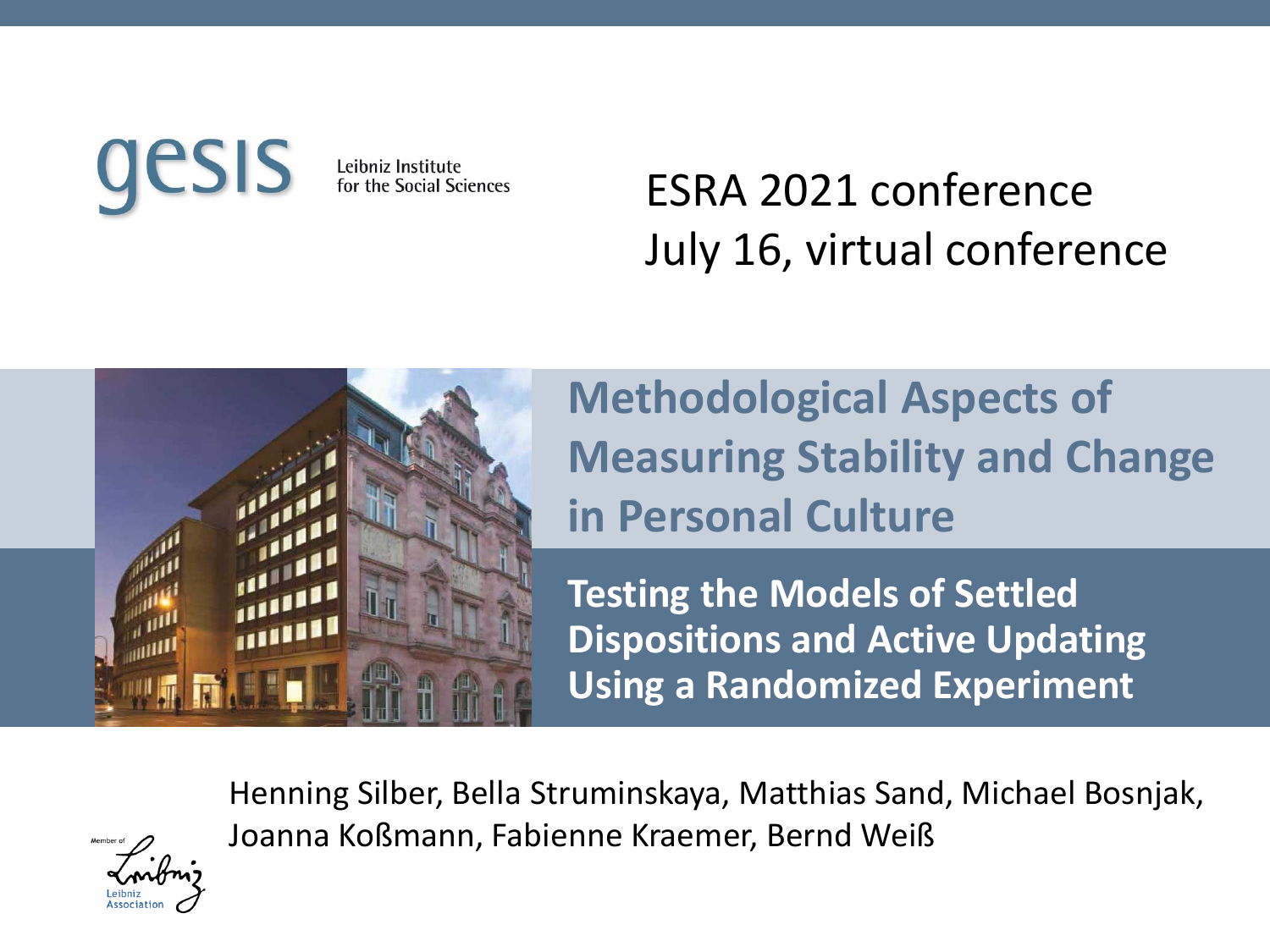gesis Leibniz Institute for the Social Sciences

ESRA 2021 conference
July 16, virtual conference

# Methodological Aspects of Measuring Stability and Change in Personal Culture

## Testing the Models of Settled Dispositions and Active Updating Using a Randomized Experiment

Henning Silber, Bella Struminskaya, Matthias Sand, Michael Bosnjak, Joanna Koßmann, Fabienne Kraemer, Bernd Weiß

Member of Leibniz Association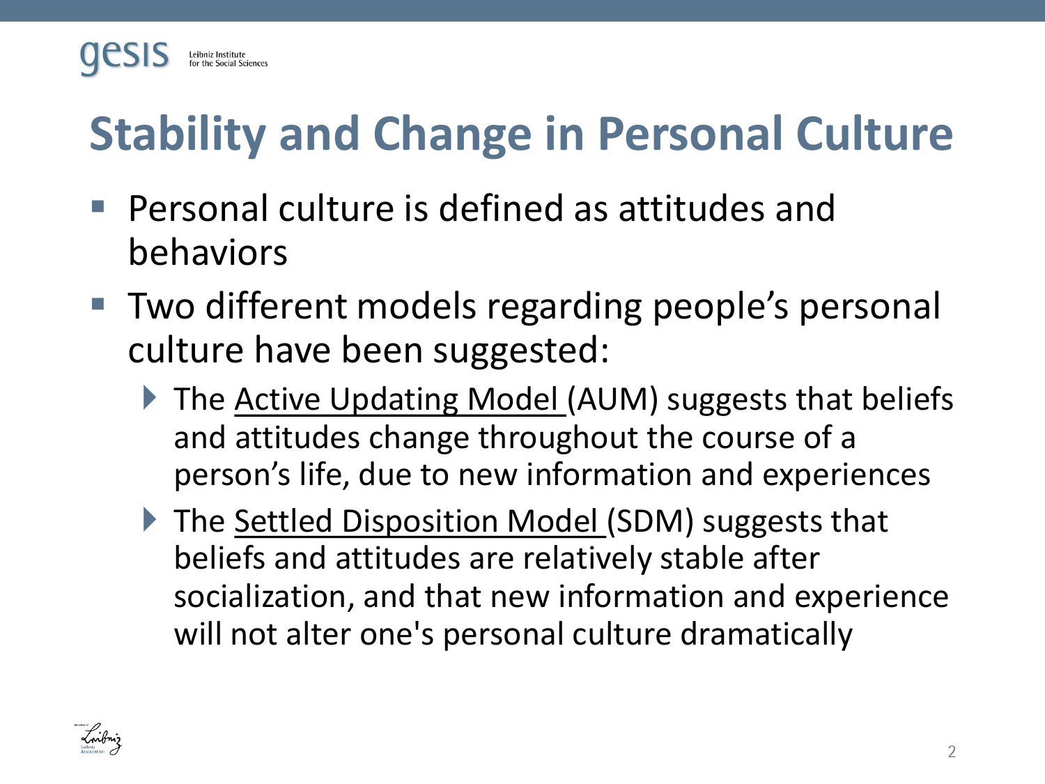# Stability and Change in Personal Culture

- Personal culture is defined as attitudes and behaviors
- Two different models regarding people's personal culture have been suggested:
  - The Active Updating Model (AUM) suggests that beliefs and attitudes change throughout the course of a person's life, due to new information and experiences
  - The Settled Disposition Model (SDM) suggests that beliefs and attitudes are relatively stable after socialization, and that new information and experience will not alter one's personal culture dramatically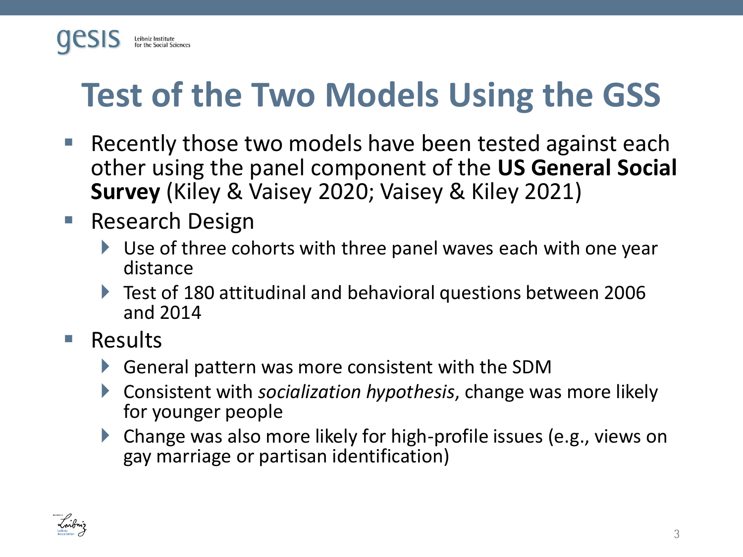# Test of the Two Models Using the GSS

- Recently those two models have been tested against each other using the panel component of the **US General Social Survey** (Kiley & Vaisey 2020; Vaisey & Kiley 2021)
- Research Design
  - Use of three cohorts with three panel waves each with one year distance
  - Test of 180 attitudinal and behavioral questions between 2006 and 2014
- Results
  - General pattern was more consistent with the SDM
  - Consistent with *socialization hypothesis*, change was more likely for younger people
  - Change was also more likely for high-profile issues (e.g., views on gay marriage or partisan identification)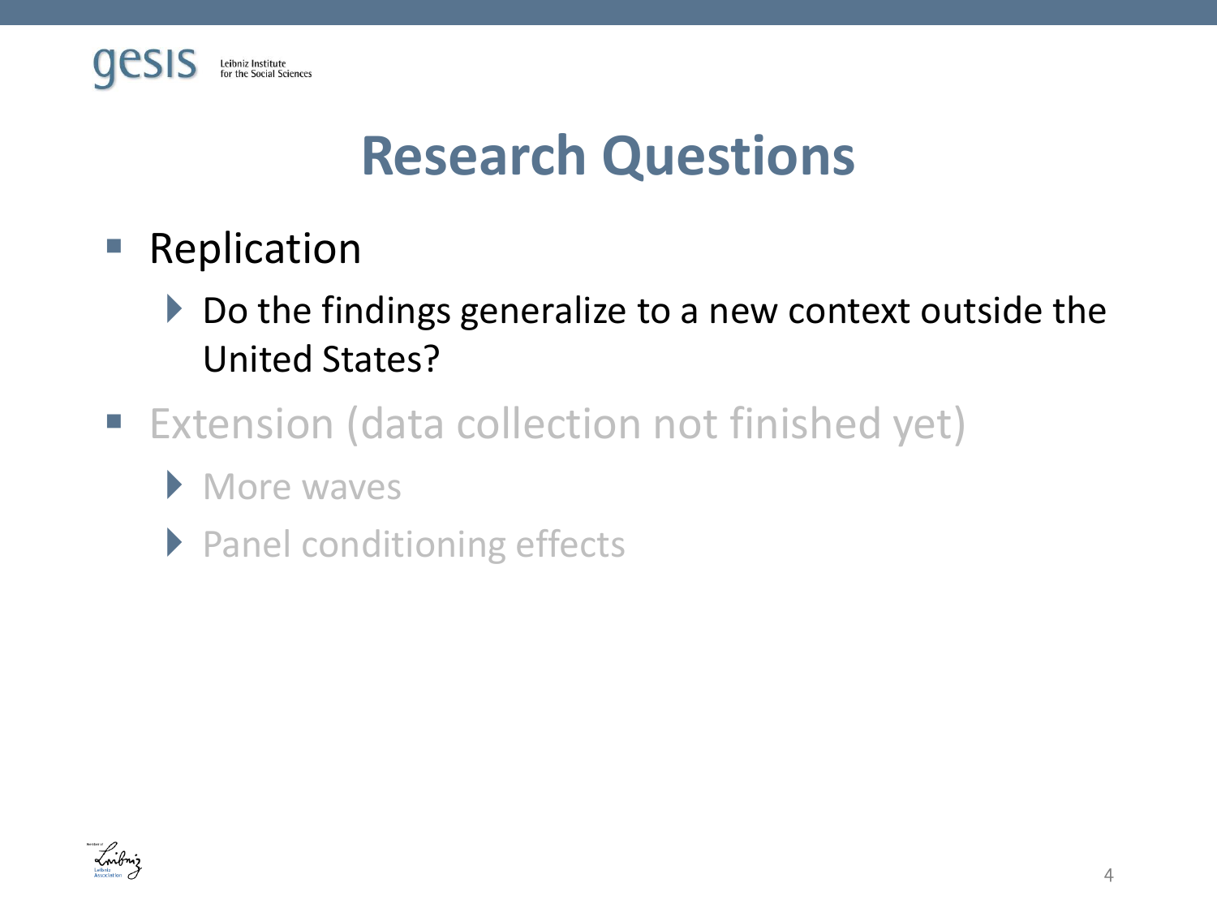# Research Questions

- Replication
  - Do the findings generalize to a new context outside the United States?
- Extension (data collection not finished yet)
  - More waves
  - Panel conditioning effects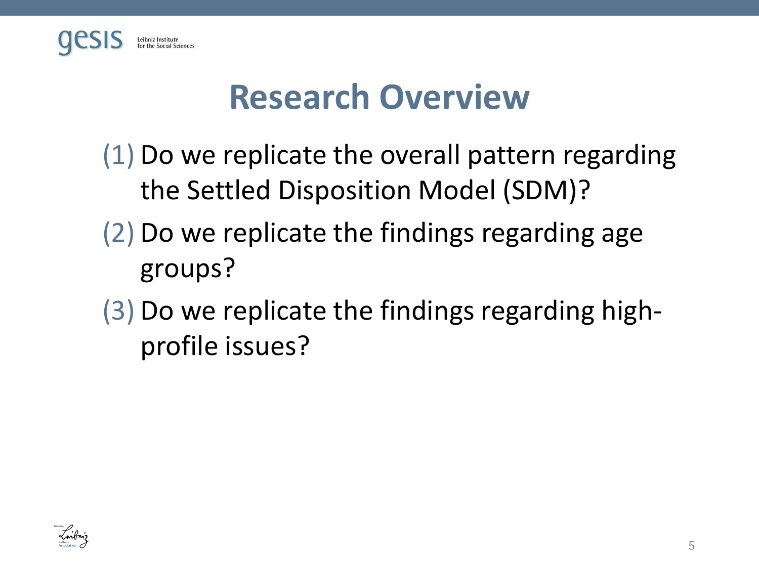# Research Overview

(1) Do we replicate the overall pattern regarding the Settled Disposition Model (SDM)?

(2) Do we replicate the findings regarding age groups?

(3) Do we replicate the findings regarding high-profile issues?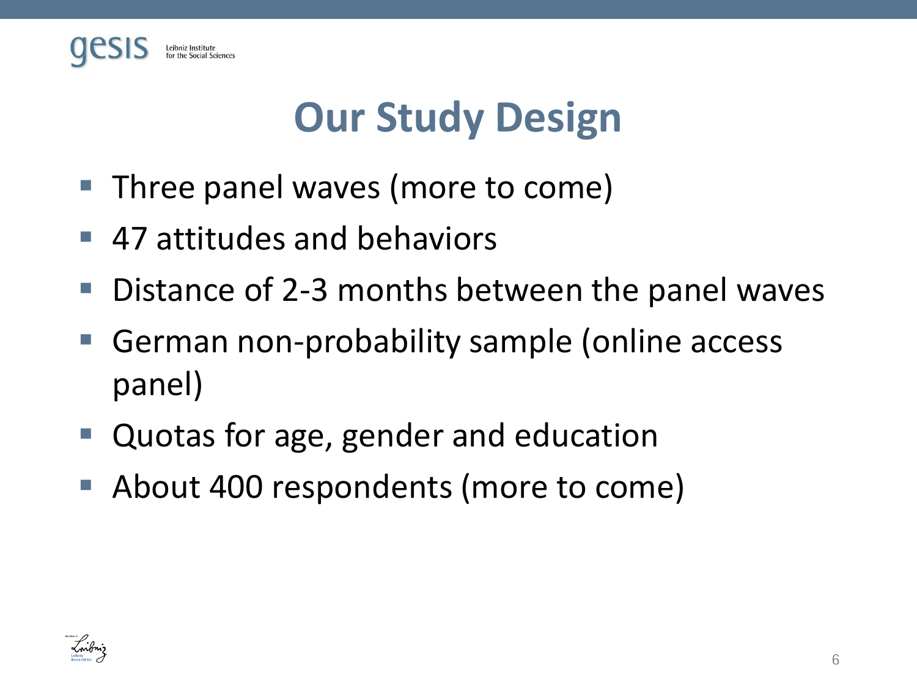# Our Study Design

- Three panel waves (more to come)
- 47 attitudes and behaviors
- Distance of 2-3 months between the panel waves
- German non-probability sample (online access panel)
- Quotas for age, gender and education
- About 400 respondents (more to come)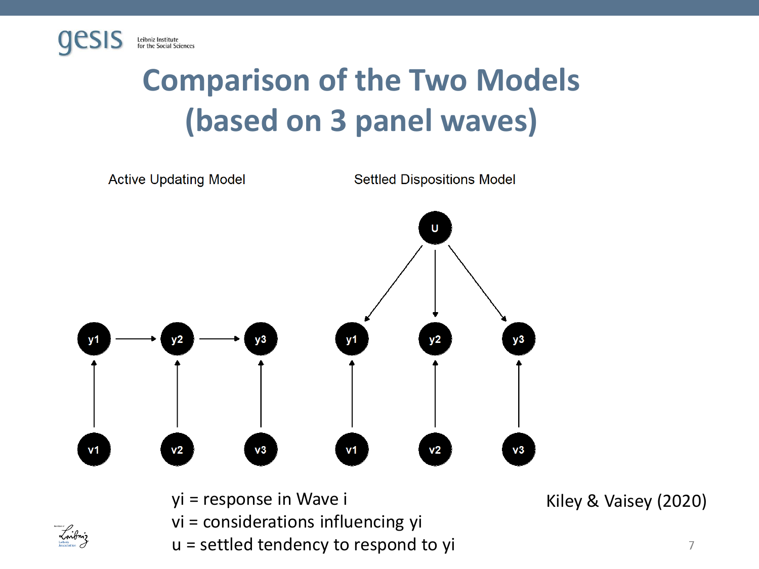# Comparison of the Two Models (based on 3 panel waves)

Active Updating Model

Settled Dispositions Model

$y_i$ = response in Wave i
$v_i$ = considerations influencing $y_i$
u = settled tendency to respond to $y_i$

Kiley & Vaisey (2020)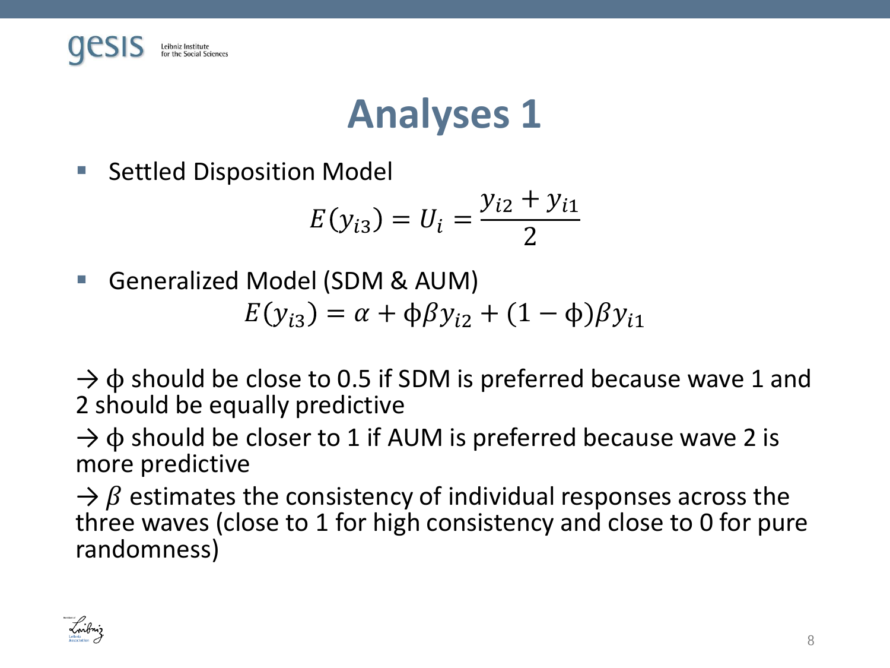# Analyses 1

- Settled Disposition Model

$$E(y_{i3}) = U_i = \frac{y_{i2} + y_{i1}}{2}$$

- Generalized Model (SDM & AUM)

$$E(y_{i3}) = \alpha + \phi\beta y_{i2} + (1 - \phi)\beta y_{i1}$$

→ $\phi$ should be close to 0.5 if SDM is preferred because wave 1 and 2 should be equally predictive

→ $\phi$ should be closer to 1 if AUM is preferred because wave 2 is more predictive

→ $\beta$ estimates the consistency of individual responses across the three waves (close to 1 for high consistency and close to 0 for pure randomness)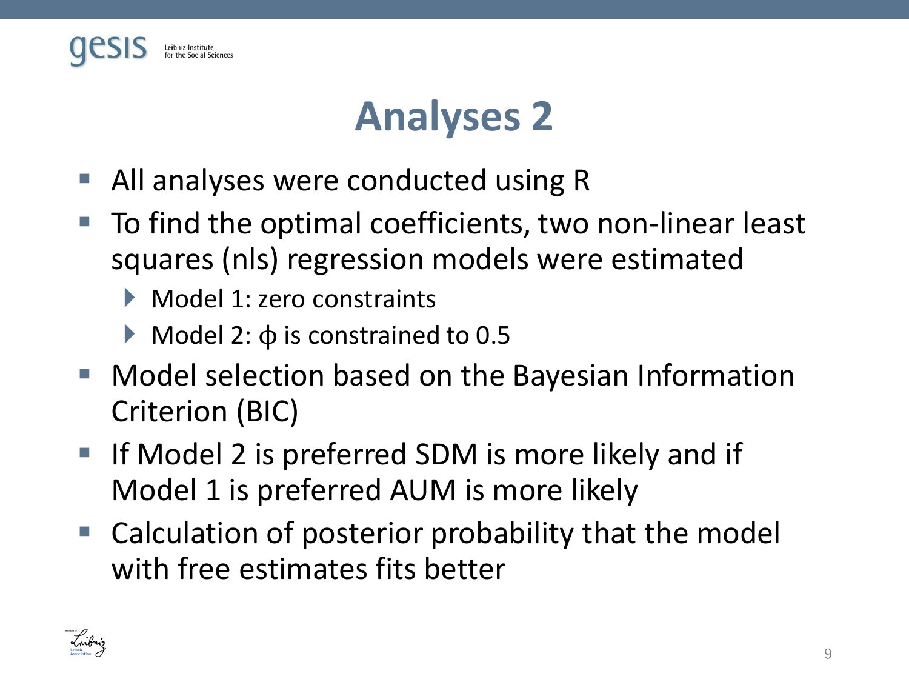# Analyses 2

- All analyses were conducted using R
- To find the optimal coefficients, two non-linear least squares (nls) regression models were estimated
  - Model 1: zero constraints
  - Model 2: $\phi$ is constrained to 0.5
- Model selection based on the Bayesian Information Criterion (BIC)
- If Model 2 is preferred SDM is more likely and if Model 1 is preferred AUM is more likely
- Calculation of posterior probability that the model with free estimates fits better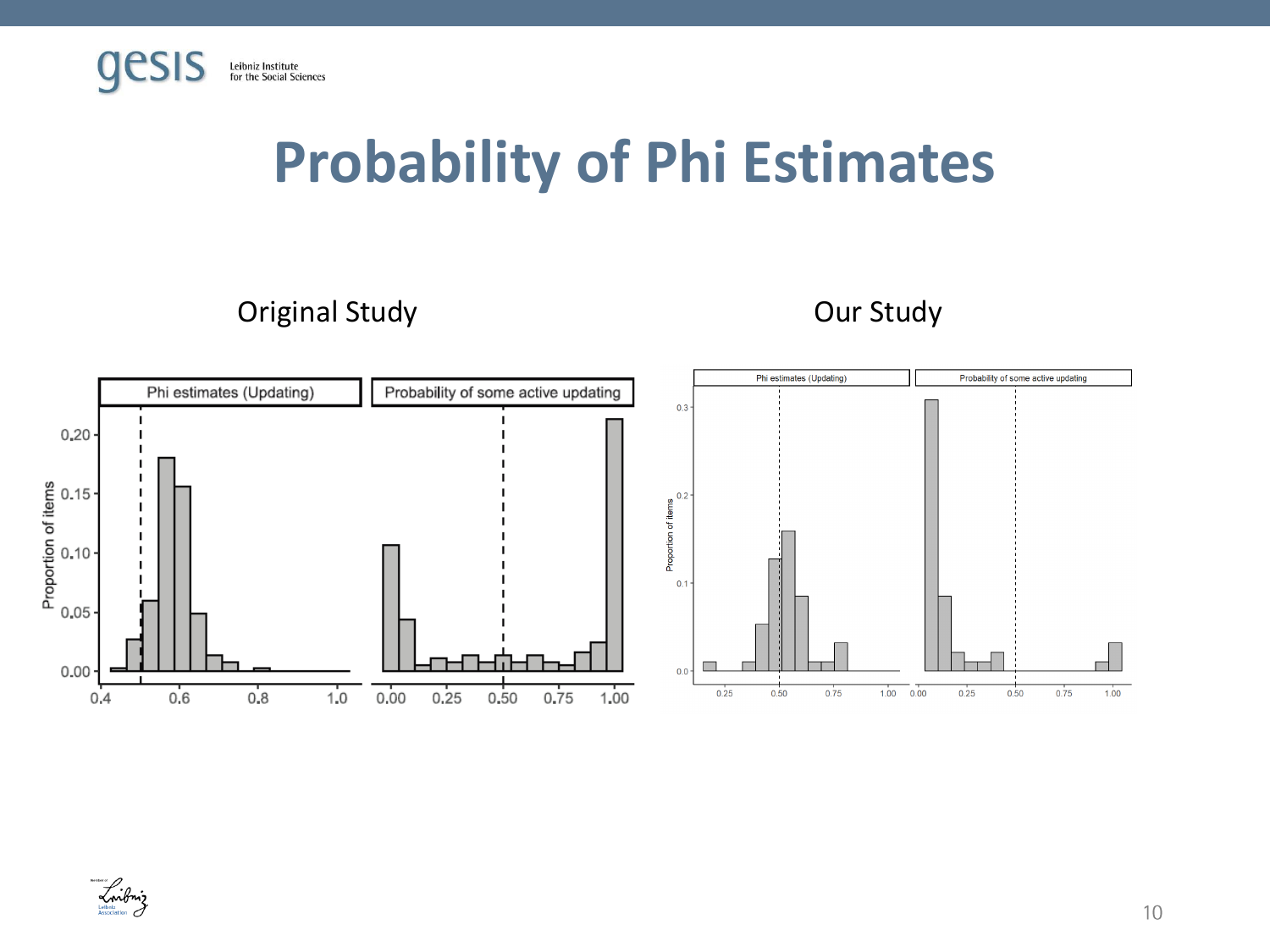# Probability of Phi Estimates

Original Study

Our Study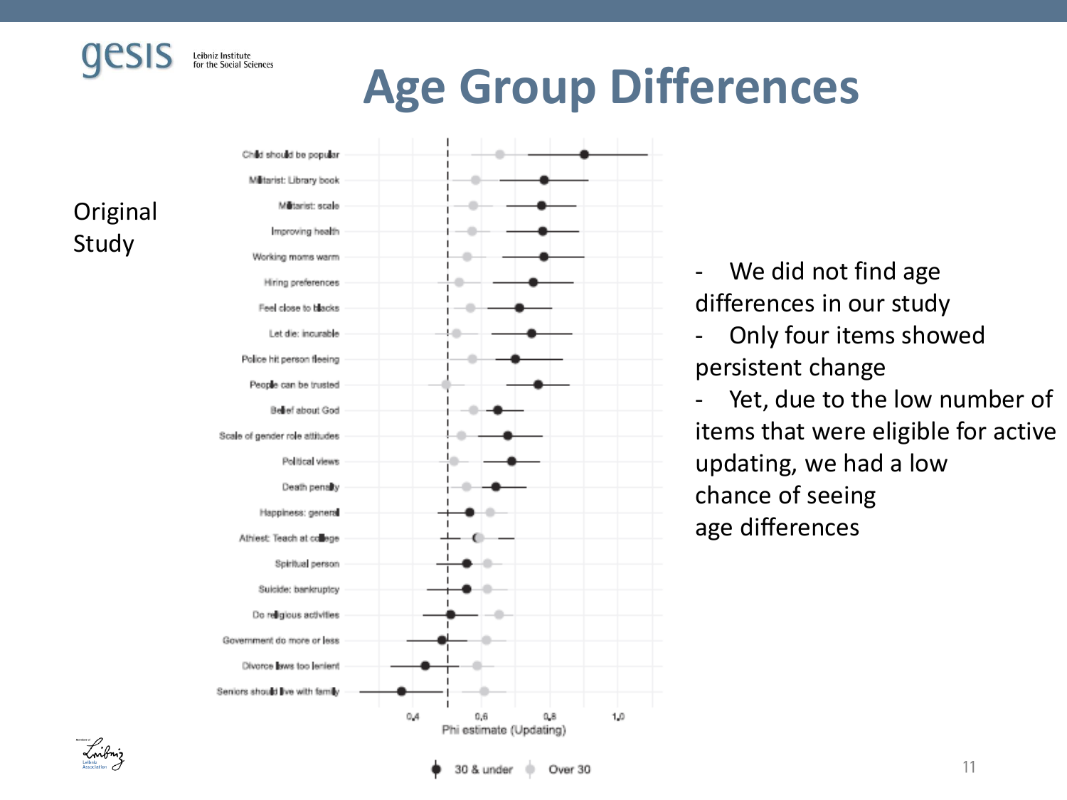# Age Group Differences

Original Study

Child should be popular
Militarist: Library book
Militarist: scale
Improving health
Working moms warm
Hiring preferences
Feel close to blacks
Let die: incurable
Police hit person fleeing
People can be trusted
Belief about God
Scale of gender role attitudes
Political views
Death penalty
Happiness: general
Athiest: Teach at college
Spiritual person
Suicide: bankruptcy
Do religious activities
Government do more or less
Divorce laws too lenient
Seniors should live with family

0,4 0,6 0,8 1,0

Phi estimate (Updating)

30 & under Over 30

- We did not find age differences in our study
- Only four items showed persistent change
- Yet, due to the low number of items that were eligible for active updating, we had a low chance of seeing age differences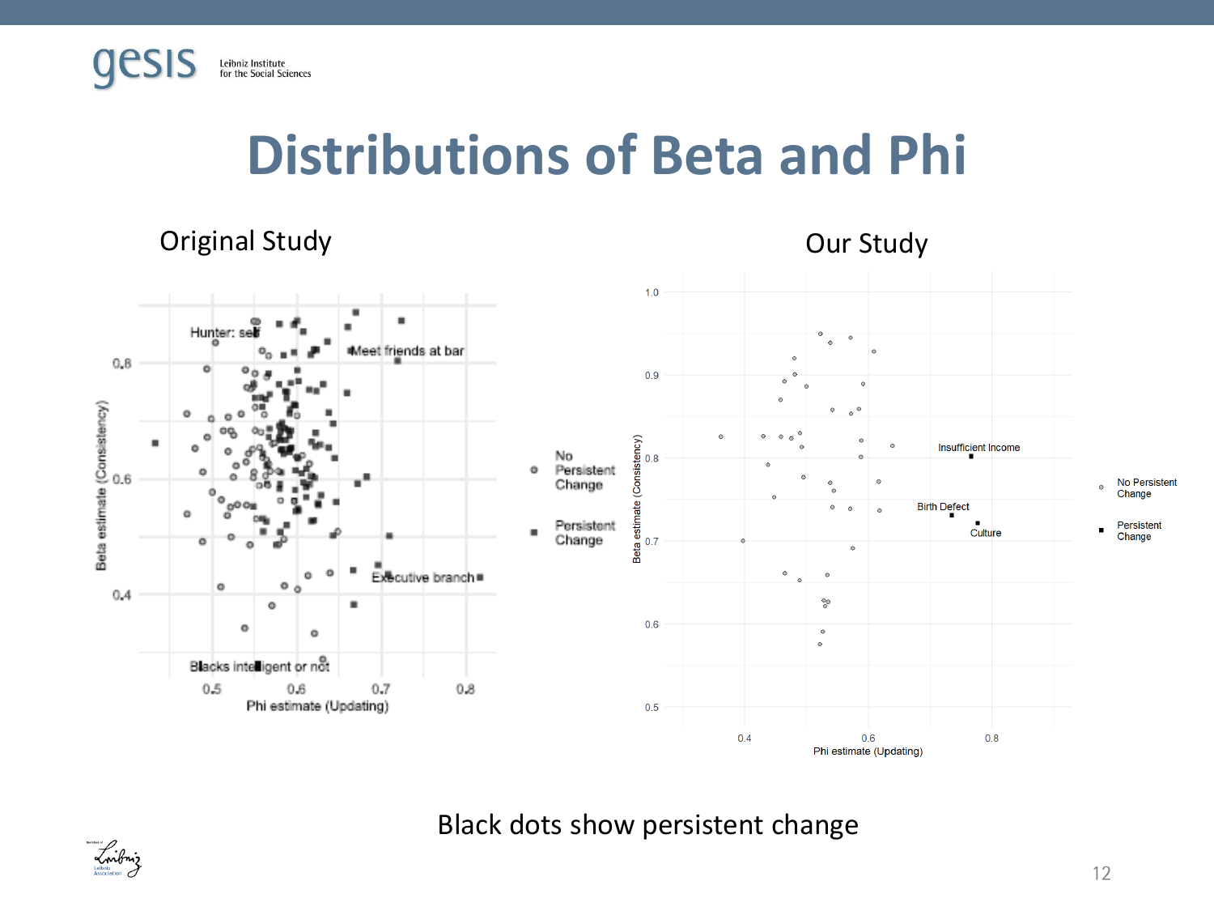# Distributions of Beta and Phi

Original Study

Our Study

Black dots show persistent change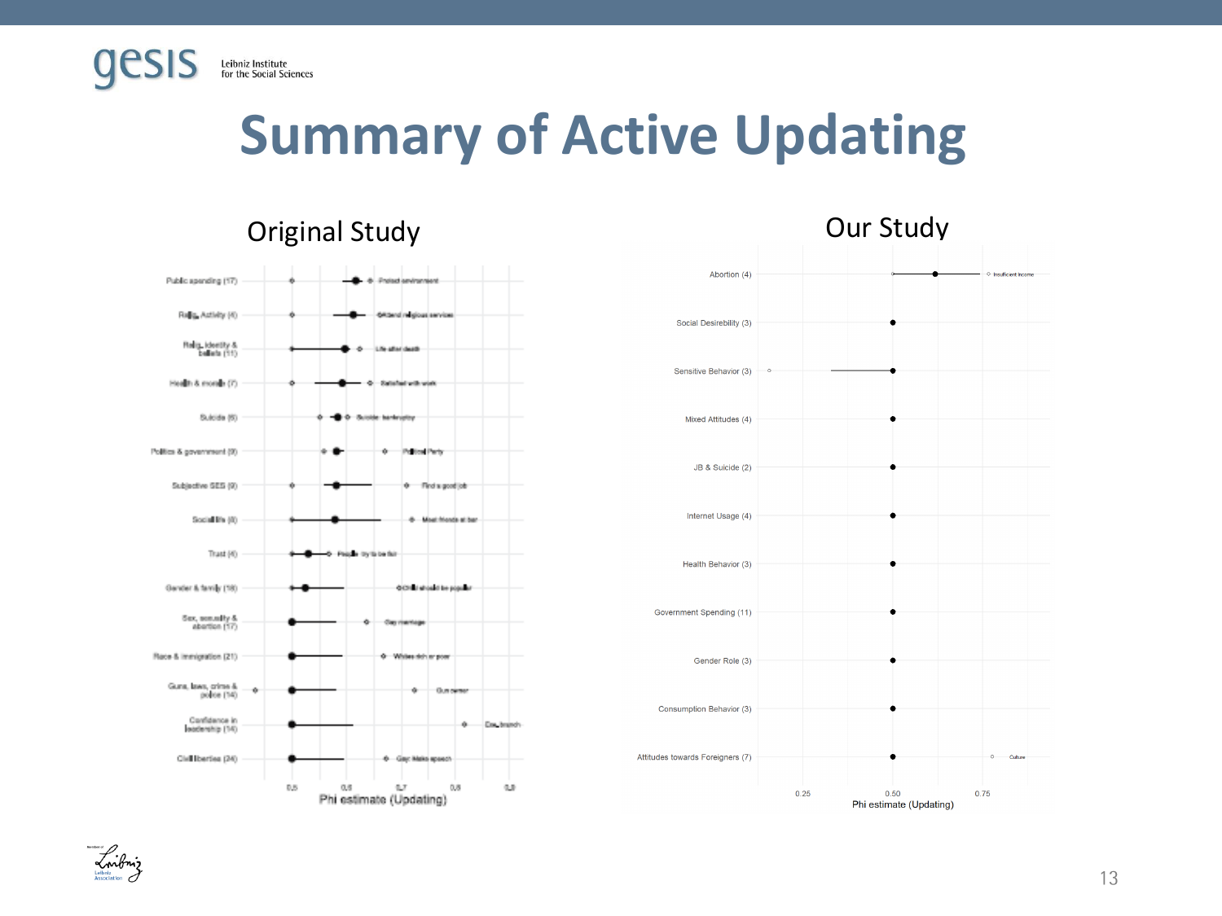# Summary of Active Updating

## Original Study

| Category | Item |
|---|---|
| Public spending (17) | Protect environment |
| Relig. Activity (4) | Attend religious services |
| Relig. identity & beliefs (11) | Life after death |
| Health & morale (7) | Satisfied with work |
| Suicide (6) | Suicide: bankruptcy |
| Politics & government (9) | Political Party |
| Subjective SES (9) | Find a good job |
| Social life (8) | Meet friends at bar |
| Trust (4) | People try to be fair |
| Gender & family (18) | Child should be popular |
| Sex, sexuality & abortion (17) | Gay marriage |
| Race & immigration (21) | Whites rich or poor |
| Guns, laws, crime & police (14) | Gun owner |
| Confidence in leadership (14) | Exe. branch |
| Civil liberties (24) | Gay: Make speech |

Phi estimate (Updating)

## Our Study

| Category | Item |
|---|---|
| Abortion (4) | Insufficient income |
| Social Desirebility (3) | |
| Sensitive Behavior (3) | |
| Mixed Attitudes (4) | |
| JB & Suicide (2) | |
| Internet Usage (4) | |
| Health Behavior (3) | |
| Government Spending (11) | |
| Gender Role (3) | |
| Consumption Behavior (3) | |
| Attitudes towards Foreigners (7) | Culture |

Phi estimate (Updating)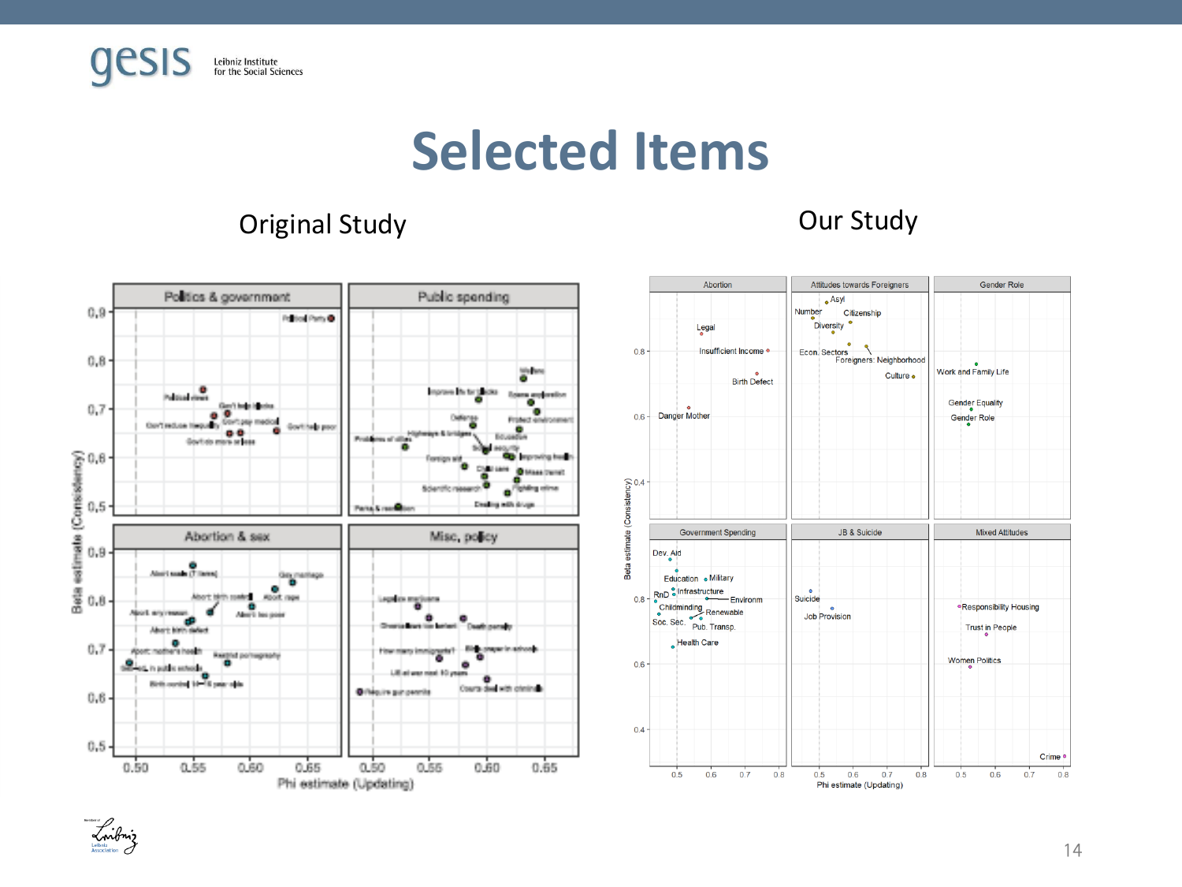# Selected Items

Original Study

Our Study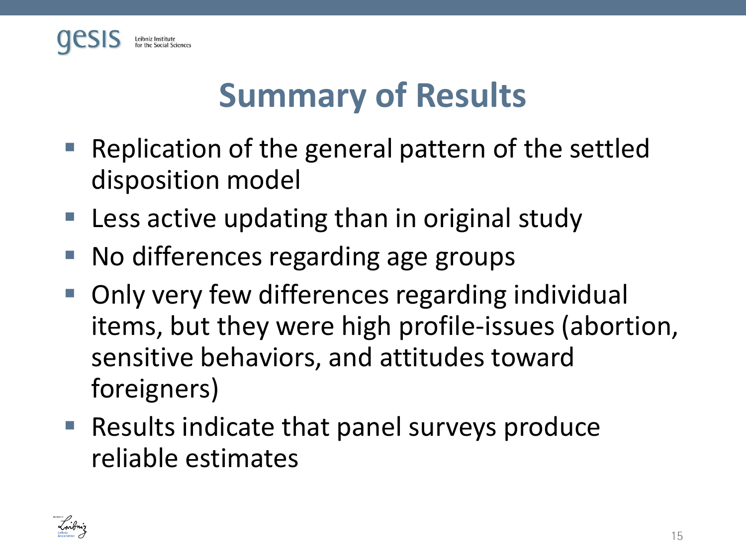# Summary of Results

- Replication of the general pattern of the settled disposition model
- Less active updating than in original study
- No differences regarding age groups
- Only very few differences regarding individual items, but they were high profile-issues (abortion, sensitive behaviors, and attitudes toward foreigners)
- Results indicate that panel surveys produce reliable estimates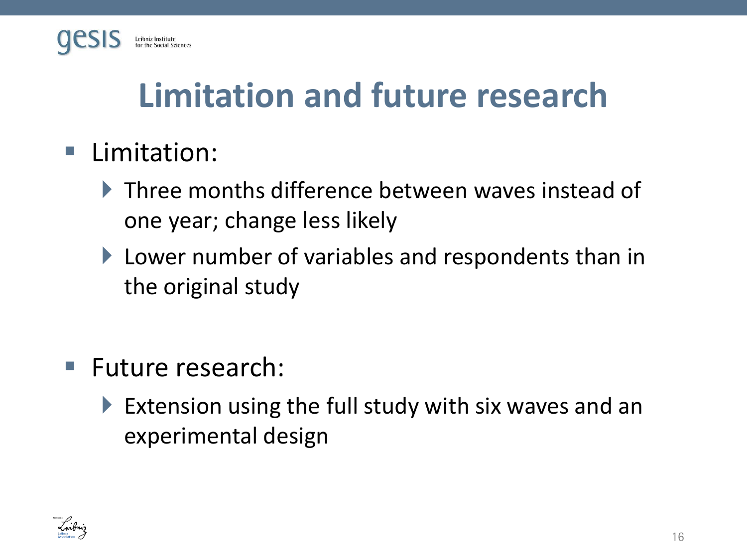# Limitation and future research

- Limitation:
  - Three months difference between waves instead of one year; change less likely
  - Lower number of variables and respondents than in the original study

- Future research:
  - Extension using the full study with six waves and an experimental design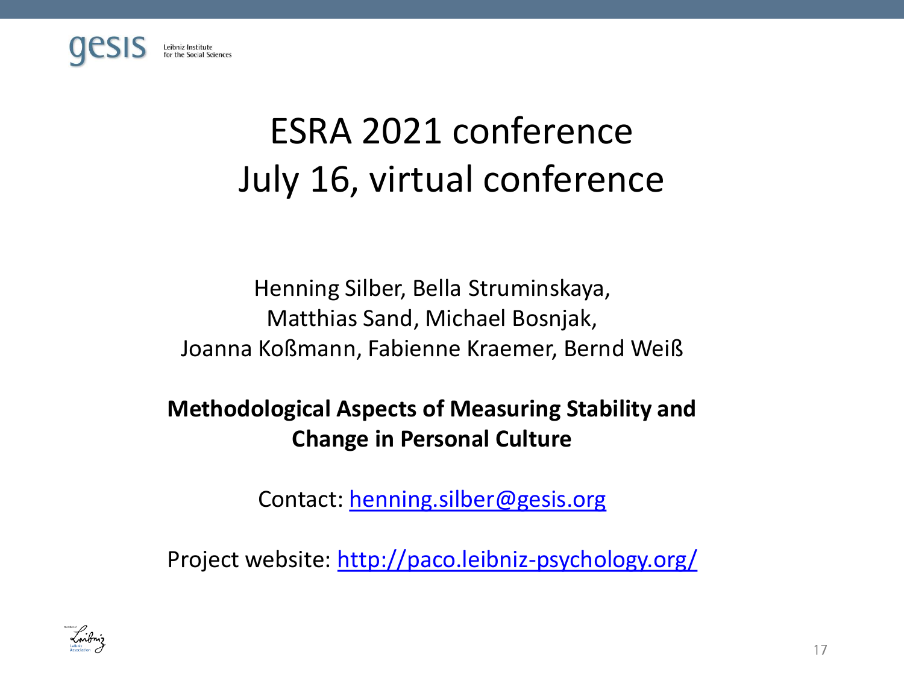# ESRA 2021 conference
# July 16, virtual conference

Henning Silber, Bella Struminskaya,
Matthias Sand, Michael Bosnjak,
Joanna Koßmann, Fabienne Kraemer, Bernd Weiß

**Methodological Aspects of Measuring Stability and Change in Personal Culture**

Contact: henning.silber@gesis.org

Project website: http://paco.leibniz-psychology.org/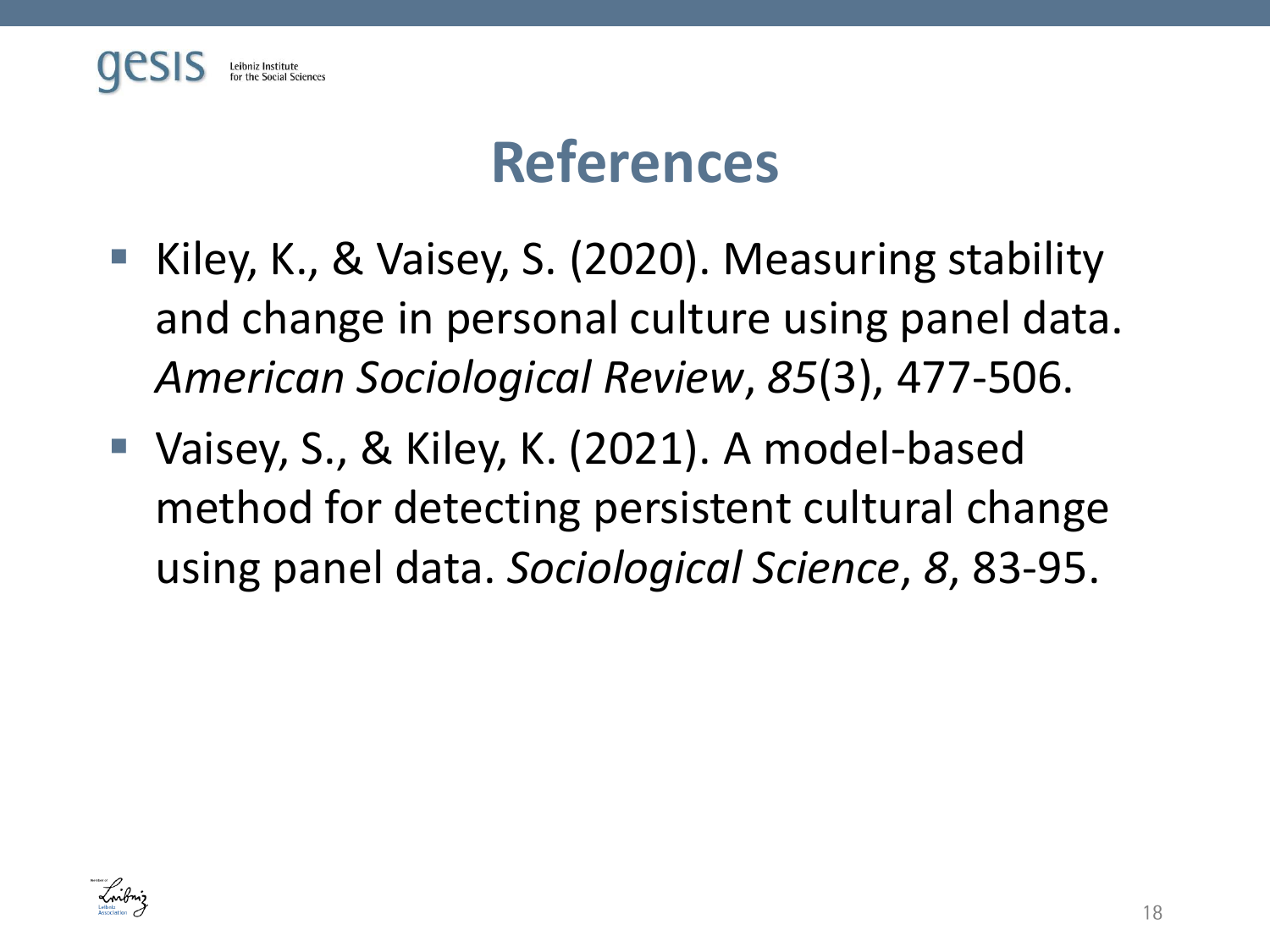# References

- Kiley, K., & Vaisey, S. (2020). Measuring stability and change in personal culture using panel data. *American Sociological Review*, *85*(3), 477-506.
- Vaisey, S., & Kiley, K. (2021). A model-based method for detecting persistent cultural change using panel data. *Sociological Science*, *8*, 83-95.